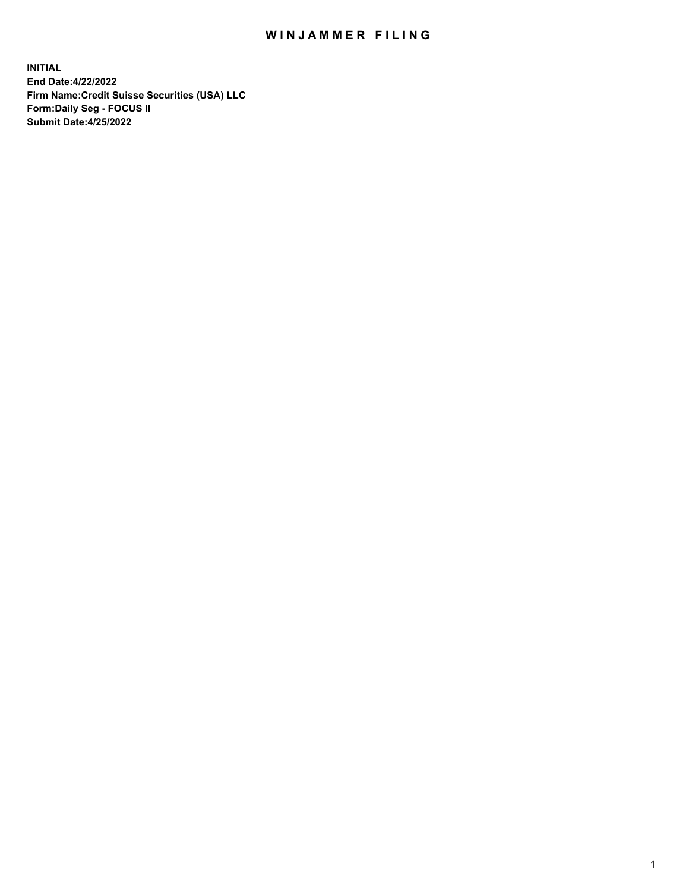# WINJAMMER FILING

**INITIAL**
**End Date:4/22/2022**
**Firm Name:Credit Suisse Securities (USA) LLC**
**Form:Daily Seg - FOCUS II**
**Submit Date:4/25/2022**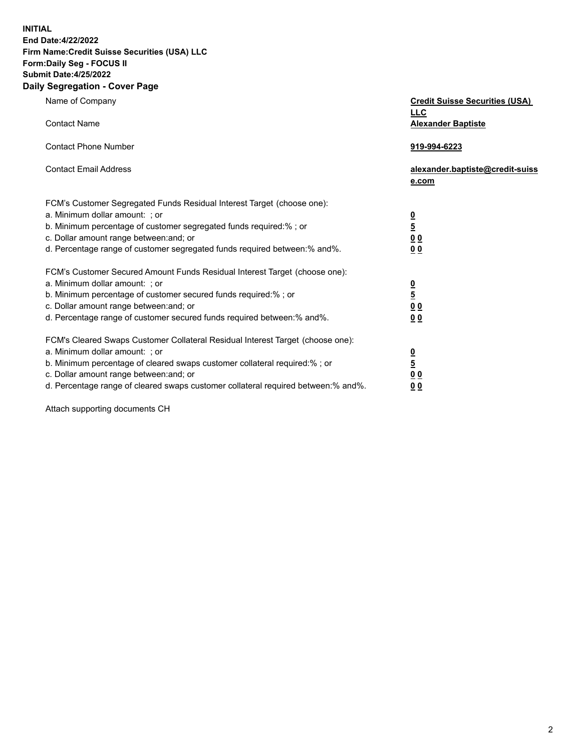**INITIAL**
**End Date:4/22/2022**
**Firm Name:Credit Suisse Securities (USA) LLC**
**Form:Daily Seg - FOCUS II**
**Submit Date:4/25/2022**

## Daily Segregation - Cover Page

| | |
|---|---|
| Name of Company | **Credit Suisse Securities (USA) LLC** |
| Contact Name | **Alexander Baptiste** |
| Contact Phone Number | **919-994-6223** |
| Contact Email Address | **alexander.baptiste@credit-suisse.com** |

| | |
|---|---|
| FCM's Customer Segregated Funds Residual Interest Target (choose one): | |
| a. Minimum dollar amount: ; or | **0** |
| b. Minimum percentage of customer segregated funds required:% ; or | **5** |
| c. Dollar amount range between:and; or | **0 0** |
| d. Percentage range of customer segregated funds required between:% and%. | **0 0** |
| FCM's Customer Secured Amount Funds Residual Interest Target (choose one): | |
| a. Minimum dollar amount: ; or | **0** |
| b. Minimum percentage of customer secured funds required:% ; or | **5** |
| c. Dollar amount range between:and; or | **0 0** |
| d. Percentage range of customer secured funds required between:% and%. | **0 0** |
| FCM's Cleared Swaps Customer Collateral Residual Interest Target (choose one): | |
| a. Minimum dollar amount: ; or | **0** |
| b. Minimum percentage of cleared swaps customer collateral required:% ; or | **5** |
| c. Dollar amount range between:and; or | **0 0** |
| d. Percentage range of cleared swaps customer collateral required between:% and%. | **0 0** |

Attach supporting documents CH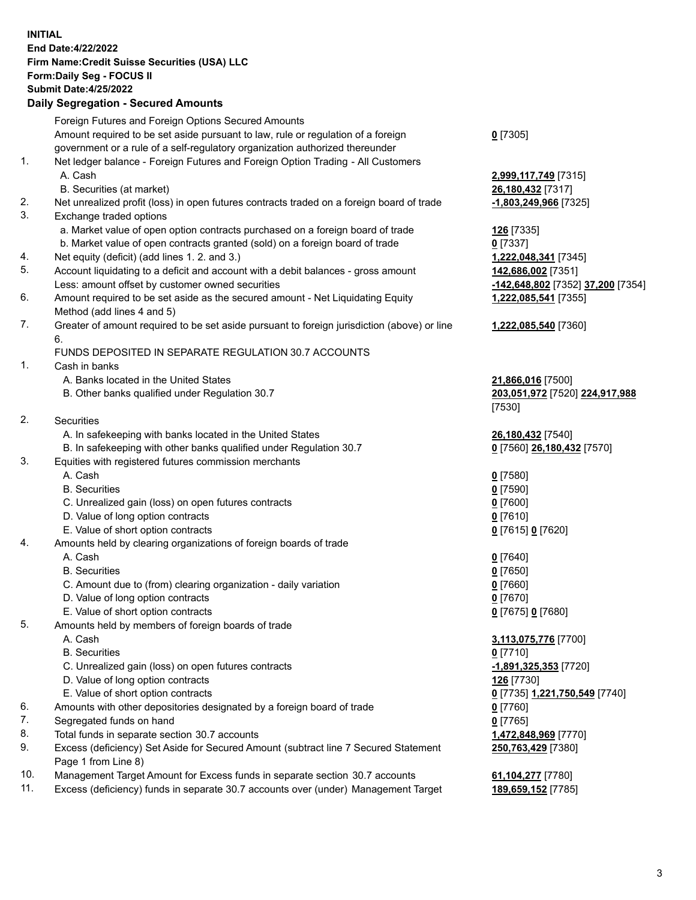**INITIAL**
**End Date:4/22/2022**
**Firm Name:Credit Suisse Securities (USA) LLC**
**Form:Daily Seg - FOCUS II**
**Submit Date:4/25/2022**
**Daily Segregation - Secured Amounts**

| | | |
|---|---|---|
| | Foreign Futures and Foreign Options Secured Amounts | |
| | Amount required to be set aside pursuant to law, rule or regulation of a foreign government or a rule of a self-regulatory organization authorized thereunder | **0** [7305] |
| 1. | Net ledger balance - Foreign Futures and Foreign Option Trading - All Customers | |
| | A. Cash | **2,999,117,749** [7315] |
| | B. Securities (at market) | **26,180,432** [7317] |
| 2. | Net unrealized profit (loss) in open futures contracts traded on a foreign board of trade | **-1,803,249,966** [7325] |
| 3. | Exchange traded options | |
| | a. Market value of open option contracts purchased on a foreign board of trade | **126** [7335] |
| | b. Market value of open contracts granted (sold) on a foreign board of trade | **0** [7337] |
| 4. | Net equity (deficit) (add lines 1. 2. and 3.) | **1,222,048,341** [7345] |
| 5. | Account liquidating to a deficit and account with a debit balances - gross amount | **142,686,002** [7351] |
| | Less: amount offset by customer owned securities | **-142,648,802** [7352] **37,200** [7354] |
| 6. | Amount required to be set aside as the secured amount - Net Liquidating Equity Method (add lines 4 and 5) | **1,222,085,541** [7355] |
| 7. | Greater of amount required to be set aside pursuant to foreign jurisdiction (above) or line 6. | **1,222,085,540** [7360] |
| | FUNDS DEPOSITED IN SEPARATE REGULATION 30.7 ACCOUNTS | |
| 1. | Cash in banks | |
| | A. Banks located in the United States | **21,866,016** [7500] |
| | B. Other banks qualified under Regulation 30.7 | **203,051,972** [7520] **224,917,988** [7530] |
| 2. | Securities | |
| | A. In safekeeping with banks located in the United States | **26,180,432** [7540] |
| | B. In safekeeping with other banks qualified under Regulation 30.7 | **0** [7560] **26,180,432** [7570] |
| 3. | Equities with registered futures commission merchants | |
| | A. Cash | **0** [7580] |
| | B. Securities | **0** [7590] |
| | C. Unrealized gain (loss) on open futures contracts | **0** [7600] |
| | D. Value of long option contracts | **0** [7610] |
| | E. Value of short option contracts | **0** [7615] **0** [7620] |
| 4. | Amounts held by clearing organizations of foreign boards of trade | |
| | A. Cash | **0** [7640] |
| | B. Securities | **0** [7650] |
| | C. Amount due to (from) clearing organization - daily variation | **0** [7660] |
| | D. Value of long option contracts | **0** [7670] |
| | E. Value of short option contracts | **0** [7675] **0** [7680] |
| 5. | Amounts held by members of foreign boards of trade | |
| | A. Cash | **3,113,075,776** [7700] |
| | B. Securities | **0** [7710] |
| | C. Unrealized gain (loss) on open futures contracts | **-1,891,325,353** [7720] |
| | D. Value of long option contracts | **126** [7730] |
| | E. Value of short option contracts | **0** [7735] **1,221,750,549** [7740] |
| 6. | Amounts with other depositories designated by a foreign board of trade | **0** [7760] |
| 7. | Segregated funds on hand | **0** [7765] |
| 8. | Total funds in separate section 30.7 accounts | **1,472,848,969** [7770] |
| 9. | Excess (deficiency) Set Aside for Secured Amount (subtract line 7 Secured Statement Page 1 from Line 8) | **250,763,429** [7380] |
| 10. | Management Target Amount for Excess funds in separate section 30.7 accounts | **61,104,277** [7780] |
| 11. | Excess (deficiency) funds in separate 30.7 accounts over (under) Management Target | **189,659,152** [7785] |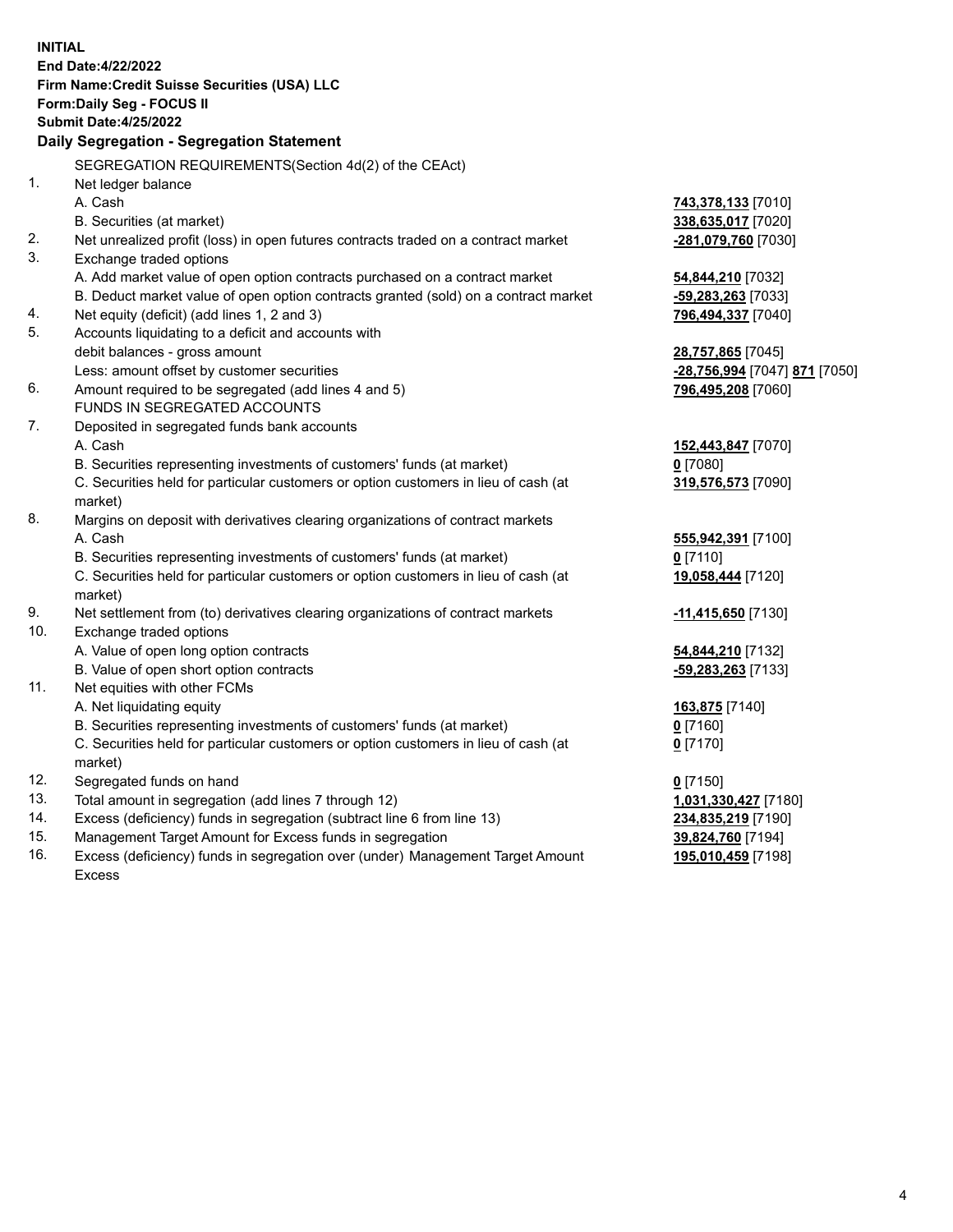**INITIAL**
**End Date:4/22/2022**
**Firm Name:Credit Suisse Securities (USA) LLC**
**Form:Daily Seg - FOCUS II**
**Submit Date:4/25/2022**

### Daily Segregation - Segregation Statement

| | | |
|---|---|---|
| | SEGREGATION REQUIREMENTS(Section 4d(2) of the CEAct) | |
| 1. | Net ledger balance | |
| | A. Cash | **743,378,133** [7010] |
| | B. Securities (at market) | **338,635,017** [7020] |
| 2. | Net unrealized profit (loss) in open futures contracts traded on a contract market | **-281,079,760** [7030] |
| 3. | Exchange traded options | |
| | A. Add market value of open option contracts purchased on a contract market | **54,844,210** [7032] |
| | B. Deduct market value of open option contracts granted (sold) on a contract market | **-59,283,263** [7033] |
| 4. | Net equity (deficit) (add lines 1, 2 and 3) | **796,494,337** [7040] |
| 5. | Accounts liquidating to a deficit and accounts with debit balances - gross amount | **28,757,865** [7045] |
| | Less: amount offset by customer securities | **-28,756,994** [7047] **871** [7050] |
| 6. | Amount required to be segregated (add lines 4 and 5) | **796,495,208** [7060] |
| | FUNDS IN SEGREGATED ACCOUNTS | |
| 7. | Deposited in segregated funds bank accounts | |
| | A. Cash | **152,443,847** [7070] |
| | B. Securities representing investments of customers' funds (at market) | **0** [7080] |
| | C. Securities held for particular customers or option customers in lieu of cash (at market) | **319,576,573** [7090] |
| 8. | Margins on deposit with derivatives clearing organizations of contract markets | |
| | A. Cash | **555,942,391** [7100] |
| | B. Securities representing investments of customers' funds (at market) | **0** [7110] |
| | C. Securities held for particular customers or option customers in lieu of cash (at market) | **19,058,444** [7120] |
| 9. | Net settlement from (to) derivatives clearing organizations of contract markets | **-11,415,650** [7130] |
| 10. | Exchange traded options | |
| | A. Value of open long option contracts | **54,844,210** [7132] |
| | B. Value of open short option contracts | **-59,283,263** [7133] |
| 11. | Net equities with other FCMs | |
| | A. Net liquidating equity | **163,875** [7140] |
| | B. Securities representing investments of customers' funds (at market) | **0** [7160] |
| | C. Securities held for particular customers or option customers in lieu of cash (at market) | **0** [7170] |
| 12. | Segregated funds on hand | **0** [7150] |
| 13. | Total amount in segregation (add lines 7 through 12) | **1,031,330,427** [7180] |
| 14. | Excess (deficiency) funds in segregation (subtract line 6 from line 13) | **234,835,219** [7190] |
| 15. | Management Target Amount for Excess funds in segregation | **39,824,760** [7194] |
| 16. | Excess (deficiency) funds in segregation over (under) Management Target Amount Excess | **195,010,459** [7198] |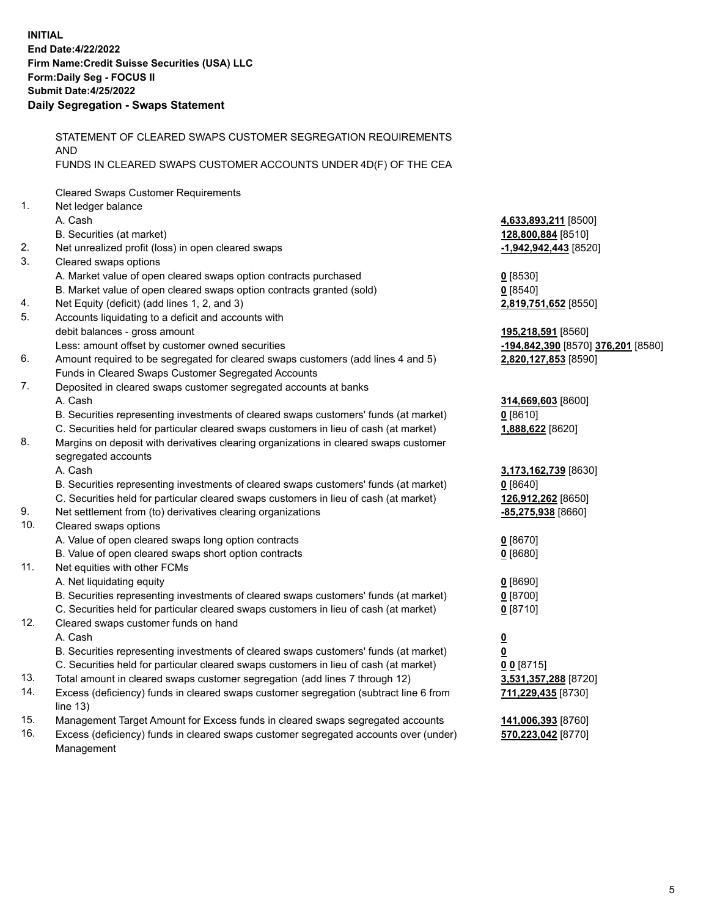**INITIAL**
**End Date:4/22/2022**
**Firm Name:Credit Suisse Securities (USA) LLC**
**Form:Daily Seg - FOCUS II**
**Submit Date:4/25/2022**
**Daily Segregation - Swaps Statement**

STATEMENT OF CLEARED SWAPS CUSTOMER SEGREGATION REQUIREMENTS AND FUNDS IN CLEARED SWAPS CUSTOMER ACCOUNTS UNDER 4D(F) OF THE CEA

| | | |
|---|---|---|
| | Cleared Swaps Customer Requirements | |
| 1. | Net ledger balance | |
| | A. Cash | **4,633,893,211** [8500] |
| | B. Securities (at market) | **128,800,884** [8510] |
| 2. | Net unrealized profit (loss) in open cleared swaps | **-1,942,942,443** [8520] |
| 3. | Cleared swaps options | |
| | A. Market value of open cleared swaps option contracts purchased | **0** [8530] |
| | B. Market value of open cleared swaps option contracts granted (sold) | **0** [8540] |
| 4. | Net Equity (deficit) (add lines 1, 2, and 3) | **2,819,751,652** [8550] |
| 5. | Accounts liquidating to a deficit and accounts with debit balances - gross amount | **195,218,591** [8560] |
| | Less: amount offset by customer owned securities | **-194,842,390** [8570] **376,201** [8580] |
| 6. | Amount required to be segregated for cleared swaps customers (add lines 4 and 5) | **2,820,127,853** [8590] |
| | Funds in Cleared Swaps Customer Segregated Accounts | |
| 7. | Deposited in cleared swaps customer segregated accounts at banks | |
| | A. Cash | **314,669,603** [8600] |
| | B. Securities representing investments of cleared swaps customers' funds (at market) | **0** [8610] |
| | C. Securities held for particular cleared swaps customers in lieu of cash (at market) | **1,888,622** [8620] |
| 8. | Margins on deposit with derivatives clearing organizations in cleared swaps customer segregated accounts | |
| | A. Cash | **3,173,162,739** [8630] |
| | B. Securities representing investments of cleared swaps customers' funds (at market) | **0** [8640] |
| | C. Securities held for particular cleared swaps customers in lieu of cash (at market) | **126,912,262** [8650] |
| 9. | Net settlement from (to) derivatives clearing organizations | **-85,275,938** [8660] |
| 10. | Cleared swaps options | |
| | A. Value of open cleared swaps long option contracts | **0** [8670] |
| | B. Value of open cleared swaps short option contracts | **0** [8680] |
| 11. | Net equities with other FCMs | |
| | A. Net liquidating equity | **0** [8690] |
| | B. Securities representing investments of cleared swaps customers' funds (at market) | **0** [8700] |
| | C. Securities held for particular cleared swaps customers in lieu of cash (at market) | **0** [8710] |
| 12. | Cleared swaps customer funds on hand | |
| | A. Cash | **0** |
| | B. Securities representing investments of cleared swaps customers' funds (at market) | **0** |
| | C. Securities held for particular cleared swaps customers in lieu of cash (at market) | **0** **0** [8715] |
| 13. | Total amount in cleared swaps customer segregation (add lines 7 through 12) | **3,531,357,288** [8720] |
| 14. | Excess (deficiency) funds in cleared swaps customer segregation (subtract line 6 from line 13) | **711,229,435** [8730] |
| 15. | Management Target Amount for Excess funds in cleared swaps segregated accounts | **141,006,393** [8760] |
| 16. | Excess (deficiency) funds in cleared swaps customer segregated accounts over (under) Management | **570,223,042** [8770] |